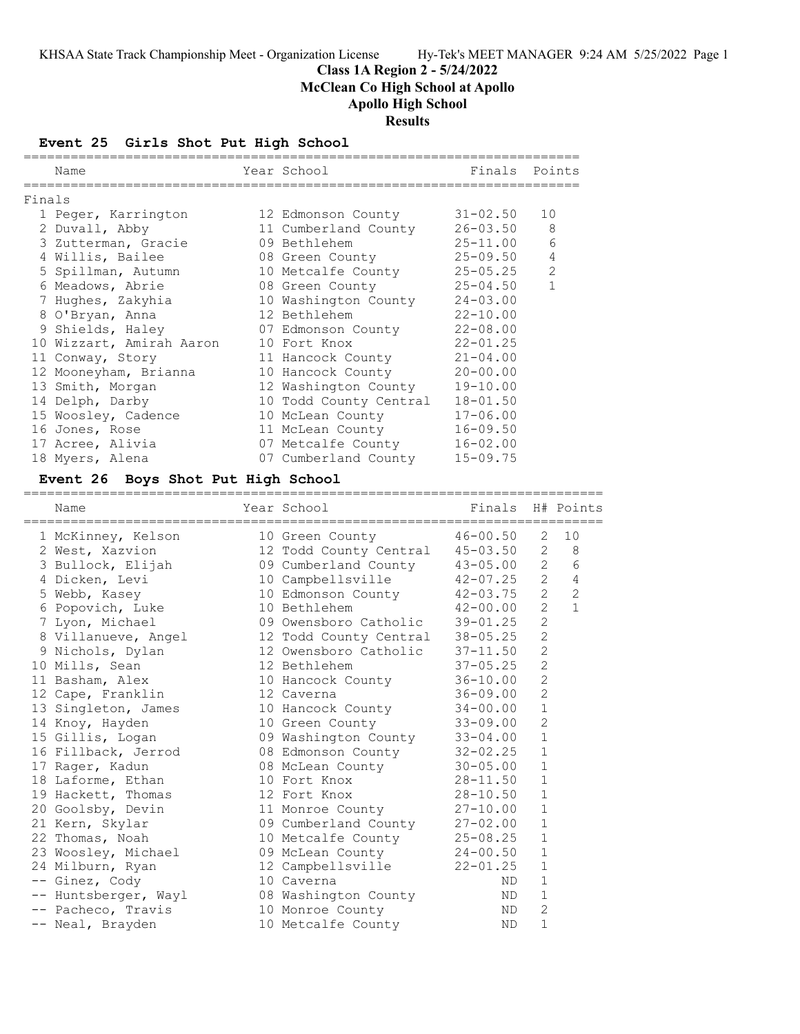# Class 1A Region 2 - 5/24/2022

**McClean Co High School at Apollo**

**Apollo High School**

**Results**

## Event 25 Girls Shot Put High School

Finals

| | Name | Year | School | Finals | Points |
|---|---|---|---|---|---|
| 1 | Peger, Karrington | 12 | Edmonson County | 31-02.50 | 10 |
| 2 | Duvall, Abby | 11 | Cumberland County | 26-03.50 | 8 |
| 3 | Zutterman, Gracie | 09 | Bethlehem | 25-11.00 | 6 |
| 4 | Willis, Bailee | 08 | Green County | 25-09.50 | 4 |
| 5 | Spillman, Autumn | 10 | Metcalfe County | 25-05.25 | 2 |
| 6 | Meadows, Abrie | 08 | Green County | 25-04.50 | 1 |
| 7 | Hughes, Zakyhia | 10 | Washington County | 24-03.00 | |
| 8 | O'Bryan, Anna | 12 | Bethlehem | 22-10.00 | |
| 9 | Shields, Haley | 07 | Edmonson County | 22-08.00 | |
| 10 | Wizzart, Amirah Aaron | 10 | Fort Knox | 22-01.25 | |
| 11 | Conway, Story | 11 | Hancock County | 21-04.00 | |
| 12 | Mooneyham, Brianna | 10 | Hancock County | 20-00.00 | |
| 13 | Smith, Morgan | 12 | Washington County | 19-10.00 | |
| 14 | Delph, Darby | 10 | Todd County Central | 18-01.50 | |
| 15 | Woosley, Cadence | 10 | McLean County | 17-06.00 | |
| 16 | Jones, Rose | 11 | McLean County | 16-09.50 | |
| 17 | Acree, Alivia | 07 | Metcalfe County | 16-02.00 | |
| 18 | Myers, Alena | 07 | Cumberland County | 15-09.75 | |

## Event 26 Boys Shot Put High School

| | Name | Year | School | Finals | H# | Points |
|---|---|---|---|---|---|---|
| 1 | McKinney, Kelson | 10 | Green County | 46-00.50 | 2 | 10 |
| 2 | West, Xazvion | 12 | Todd County Central | 45-03.50 | 2 | 8 |
| 3 | Bullock, Elijah | 09 | Cumberland County | 43-05.00 | 2 | 6 |
| 4 | Dicken, Levi | 10 | Campbellsville | 42-07.25 | 2 | 4 |
| 5 | Webb, Kasey | 10 | Edmonson County | 42-03.75 | 2 | 2 |
| 6 | Popovich, Luke | 10 | Bethlehem | 42-00.00 | 2 | 1 |
| 7 | Lyon, Michael | 09 | Owensboro Catholic | 39-01.25 | 2 | |
| 8 | Villanueve, Angel | 12 | Todd County Central | 38-05.25 | 2 | |
| 9 | Nichols, Dylan | 12 | Owensboro Catholic | 37-11.50 | 2 | |
| 10 | Mills, Sean | 12 | Bethlehem | 37-05.25 | 2 | |
| 11 | Basham, Alex | 10 | Hancock County | 36-10.00 | 2 | |
| 12 | Cape, Franklin | 12 | Caverna | 36-09.00 | 2 | |
| 13 | Singleton, James | 10 | Hancock County | 34-00.00 | 1 | |
| 14 | Knoy, Hayden | 10 | Green County | 33-09.00 | 2 | |
| 15 | Gillis, Logan | 09 | Washington County | 33-04.00 | 1 | |
| 16 | Fillback, Jerrod | 08 | Edmonson County | 32-02.25 | 1 | |
| 17 | Rager, Kadun | 08 | McLean County | 30-05.00 | 1 | |
| 18 | Laforme, Ethan | 10 | Fort Knox | 28-11.50 | 1 | |
| 19 | Hackett, Thomas | 12 | Fort Knox | 28-10.50 | 1 | |
| 20 | Goolsby, Devin | 11 | Monroe County | 27-10.00 | 1 | |
| 21 | Kern, Skylar | 09 | Cumberland County | 27-02.00 | 1 | |
| 22 | Thomas, Noah | 10 | Metcalfe County | 25-08.25 | 1 | |
| 23 | Woosley, Michael | 09 | McLean County | 24-00.50 | 1 | |
| 24 | Milburn, Ryan | 12 | Campbellsville | 22-01.25 | 1 | |
| -- | Ginez, Cody | 10 | Caverna | ND | 1 | |
| -- | Huntsberger, Wayl | 08 | Washington County | ND | 1 | |
| -- | Pacheco, Travis | 10 | Monroe County | ND | 2 | |
| -- | Neal, Brayden | 10 | Metcalfe County | ND | 1 | |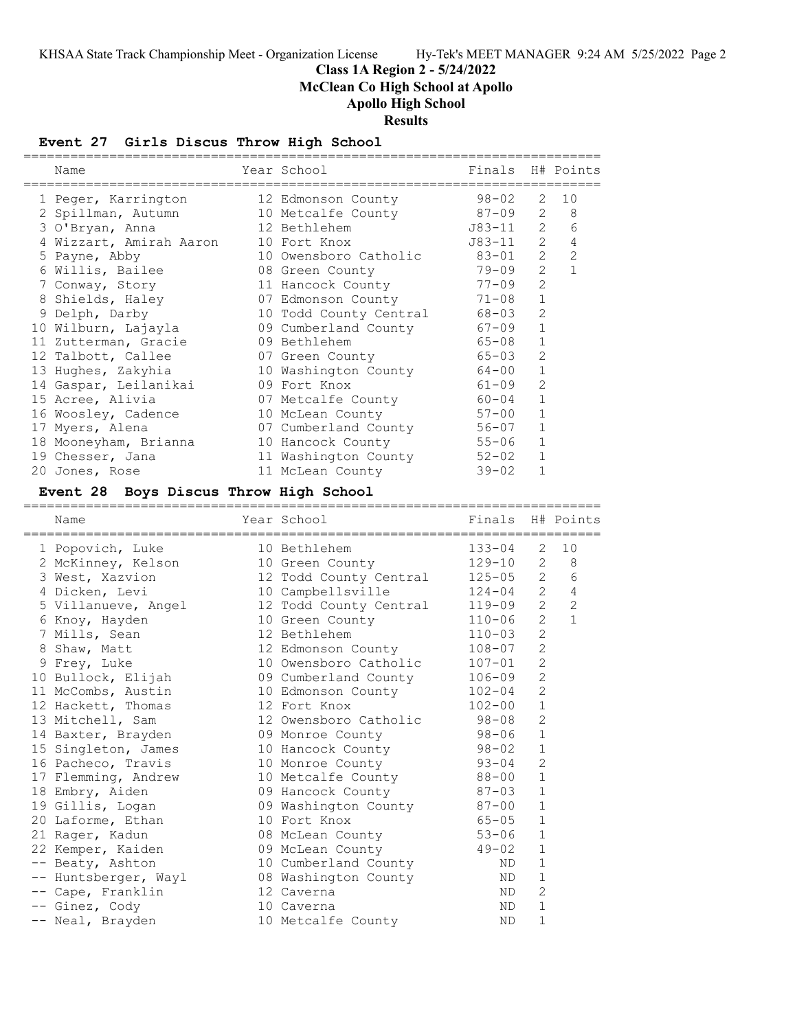# Class 1A Region 2 - 5/24/2022

## McClean Co High School at Apollo

## Apollo High School

## Results

### Event 27 Girls Discus Throw High School

| | Name | Year | School | Finals | H# | Points |
|---|---|---|---|---|---|---|
| 1 | Peger, Karrington | 12 | Edmonson County | 98-02 | 2 | 10 |
| 2 | Spillman, Autumn | 10 | Metcalfe County | 87-09 | 2 | 8 |
| 3 | O'Bryan, Anna | 12 | Bethlehem | J83-11 | 2 | 6 |
| 4 | Wizzart, Amirah Aaron | 10 | Fort Knox | J83-11 | 2 | 4 |
| 5 | Payne, Abby | 10 | Owensboro Catholic | 83-01 | 2 | 2 |
| 6 | Willis, Bailee | 08 | Green County | 79-09 | 2 | 1 |
| 7 | Conway, Story | 11 | Hancock County | 77-09 | 2 | |
| 8 | Shields, Haley | 07 | Edmonson County | 71-08 | 1 | |
| 9 | Delph, Darby | 10 | Todd County Central | 68-03 | 2 | |
| 10 | Wilburn, Lajayla | 09 | Cumberland County | 67-09 | 1 | |
| 11 | Zutterman, Gracie | 09 | Bethlehem | 65-08 | 1 | |
| 12 | Talbott, Callee | 07 | Green County | 65-03 | 2 | |
| 13 | Hughes, Zakyhia | 10 | Washington County | 64-00 | 1 | |
| 14 | Gaspar, Leilanikai | 09 | Fort Knox | 61-09 | 2 | |
| 15 | Acree, Alivia | 07 | Metcalfe County | 60-04 | 1 | |
| 16 | Woosley, Cadence | 10 | McLean County | 57-00 | 1 | |
| 17 | Myers, Alena | 07 | Cumberland County | 56-07 | 1 | |
| 18 | Mooneyham, Brianna | 10 | Hancock County | 55-06 | 1 | |
| 19 | Chesser, Jana | 11 | Washington County | 52-02 | 1 | |
| 20 | Jones, Rose | 11 | McLean County | 39-02 | 1 | |

### Event 28 Boys Discus Throw High School

| | Name | Year | School | Finals | H# | Points |
|---|---|---|---|---|---|---|
| 1 | Popovich, Luke | 10 | Bethlehem | 133-04 | 2 | 10 |
| 2 | McKinney, Kelson | 10 | Green County | 129-10 | 2 | 8 |
| 3 | West, Xazvion | 12 | Todd County Central | 125-05 | 2 | 6 |
| 4 | Dicken, Levi | 10 | Campbellsville | 124-04 | 2 | 4 |
| 5 | Villanueve, Angel | 12 | Todd County Central | 119-09 | 2 | 2 |
| 6 | Knoy, Hayden | 10 | Green County | 110-06 | 2 | 1 |
| 7 | Mills, Sean | 12 | Bethlehem | 110-03 | 2 | |
| 8 | Shaw, Matt | 12 | Edmonson County | 108-07 | 2 | |
| 9 | Frey, Luke | 10 | Owensboro Catholic | 107-01 | 2 | |
| 10 | Bullock, Elijah | 09 | Cumberland County | 106-09 | 2 | |
| 11 | McCombs, Austin | 10 | Edmonson County | 102-04 | 2 | |
| 12 | Hackett, Thomas | 12 | Fort Knox | 102-00 | 1 | |
| 13 | Mitchell, Sam | 12 | Owensboro Catholic | 98-08 | 2 | |
| 14 | Baxter, Brayden | 09 | Monroe County | 98-06 | 1 | |
| 15 | Singleton, James | 10 | Hancock County | 98-02 | 1 | |
| 16 | Pacheco, Travis | 10 | Monroe County | 93-04 | 2 | |
| 17 | Flemming, Andrew | 10 | Metcalfe County | 88-00 | 1 | |
| 18 | Embry, Aiden | 09 | Hancock County | 87-03 | 1 | |
| 19 | Gillis, Logan | 09 | Washington County | 87-00 | 1 | |
| 20 | Laforme, Ethan | 10 | Fort Knox | 65-05 | 1 | |
| 21 | Rager, Kadun | 08 | McLean County | 53-06 | 1 | |
| 22 | Kemper, Kaiden | 09 | McLean County | 49-02 | 1 | |
| -- | Beaty, Ashton | 10 | Cumberland County | ND | 1 | |
| -- | Huntsberger, Wayl | 08 | Washington County | ND | 1 | |
| -- | Cape, Franklin | 12 | Caverna | ND | 2 | |
| -- | Ginez, Cody | 10 | Caverna | ND | 1 | |
| -- | Neal, Brayden | 10 | Metcalfe County | ND | 1 | |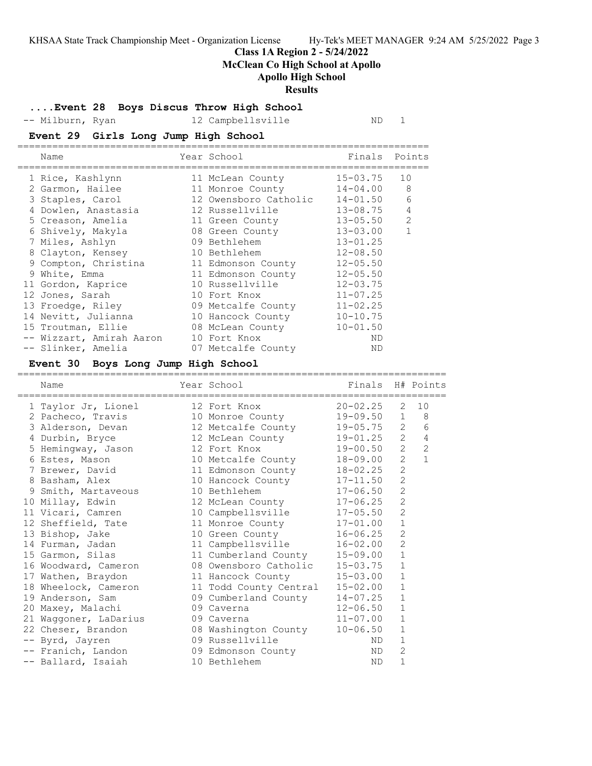## Class 1A Region 2 - 5/24/2022
## McClean Co High School at Apollo
## Apollo High School
## Results

### ....Event 28 Boys Discus Throw High School

| Name | Year | School | Finals | Points |
|---|---|---|---|---|
| -- Milburn, Ryan | 12 | Campbellsville | ND | 1 |

### Event 29 Girls Long Jump High School

| Name | Year | School | Finals | Points |
|---|---|---|---|---|
| 1 Rice, Kashlynn | 11 | McLean County | 15-03.75 | 10 |
| 2 Garmon, Hailee | 11 | Monroe County | 14-04.00 | 8 |
| 3 Staples, Carol | 12 | Owensboro Catholic | 14-01.50 | 6 |
| 4 Dowlen, Anastasia | 12 | Russellville | 13-08.75 | 4 |
| 5 Creason, Amelia | 11 | Green County | 13-05.50 | 2 |
| 6 Shively, Makyla | 08 | Green County | 13-03.00 | 1 |
| 7 Miles, Ashlyn | 09 | Bethlehem | 13-01.25 | |
| 8 Clayton, Kensey | 10 | Bethlehem | 12-08.50 | |
| 9 Compton, Christina | 11 | Edmonson County | 12-05.50 | |
| 9 White, Emma | 11 | Edmonson County | 12-05.50 | |
| 11 Gordon, Kaprice | 10 | Russellville | 12-03.75 | |
| 12 Jones, Sarah | 10 | Fort Knox | 11-07.25 | |
| 13 Froedge, Riley | 09 | Metcalfe County | 11-02.25 | |
| 14 Nevitt, Julianna | 10 | Hancock County | 10-10.75 | |
| 15 Troutman, Ellie | 08 | McLean County | 10-01.50 | |
| -- Wizzart, Amirah Aaron | 10 | Fort Knox | ND | |
| -- Slinker, Amelia | 07 | Metcalfe County | ND | |

### Event 30 Boys Long Jump High School

| Name | Year | School | Finals | H# | Points |
|---|---|---|---|---|---|
| 1 Taylor Jr, Lionel | 12 | Fort Knox | 20-02.25 | 2 | 10 |
| 2 Pacheco, Travis | 10 | Monroe County | 19-09.50 | 1 | 8 |
| 3 Alderson, Devan | 12 | Metcalfe County | 19-05.75 | 2 | 6 |
| 4 Durbin, Bryce | 12 | McLean County | 19-01.25 | 2 | 4 |
| 5 Hemingway, Jason | 12 | Fort Knox | 19-00.50 | 2 | 2 |
| 6 Estes, Mason | 10 | Metcalfe County | 18-09.00 | 2 | 1 |
| 7 Brewer, David | 11 | Edmonson County | 18-02.25 | 2 | |
| 8 Basham, Alex | 10 | Hancock County | 17-11.50 | 2 | |
| 9 Smith, Martaveous | 10 | Bethlehem | 17-06.50 | 2 | |
| 10 Millay, Edwin | 12 | McLean County | 17-06.25 | 2 | |
| 11 Vicari, Camren | 10 | Campbellsville | 17-05.50 | 2 | |
| 12 Sheffield, Tate | 11 | Monroe County | 17-01.00 | 1 | |
| 13 Bishop, Jake | 10 | Green County | 16-06.25 | 2 | |
| 14 Furman, Jadan | 11 | Campbellsville | 16-02.00 | 2 | |
| 15 Garmon, Silas | 11 | Cumberland County | 15-09.00 | 1 | |
| 16 Woodward, Cameron | 08 | Owensboro Catholic | 15-03.75 | 1 | |
| 17 Wathen, Braydon | 11 | Hancock County | 15-03.00 | 1 | |
| 18 Wheelock, Cameron | 11 | Todd County Central | 15-02.00 | 1 | |
| 19 Anderson, Sam | 09 | Cumberland County | 14-07.25 | 1 | |
| 20 Maxey, Malachi | 09 | Caverna | 12-06.50 | 1 | |
| 21 Waggoner, LaDarius | 09 | Caverna | 11-07.00 | 1 | |
| 22 Cheser, Brandon | 08 | Washington County | 10-06.50 | 1 | |
| -- Byrd, Jayren | 09 | Russellville | ND | 1 | |
| -- Franich, Landon | 09 | Edmonson County | ND | 2 | |
| -- Ballard, Isaiah | 10 | Bethlehem | ND | 1 | |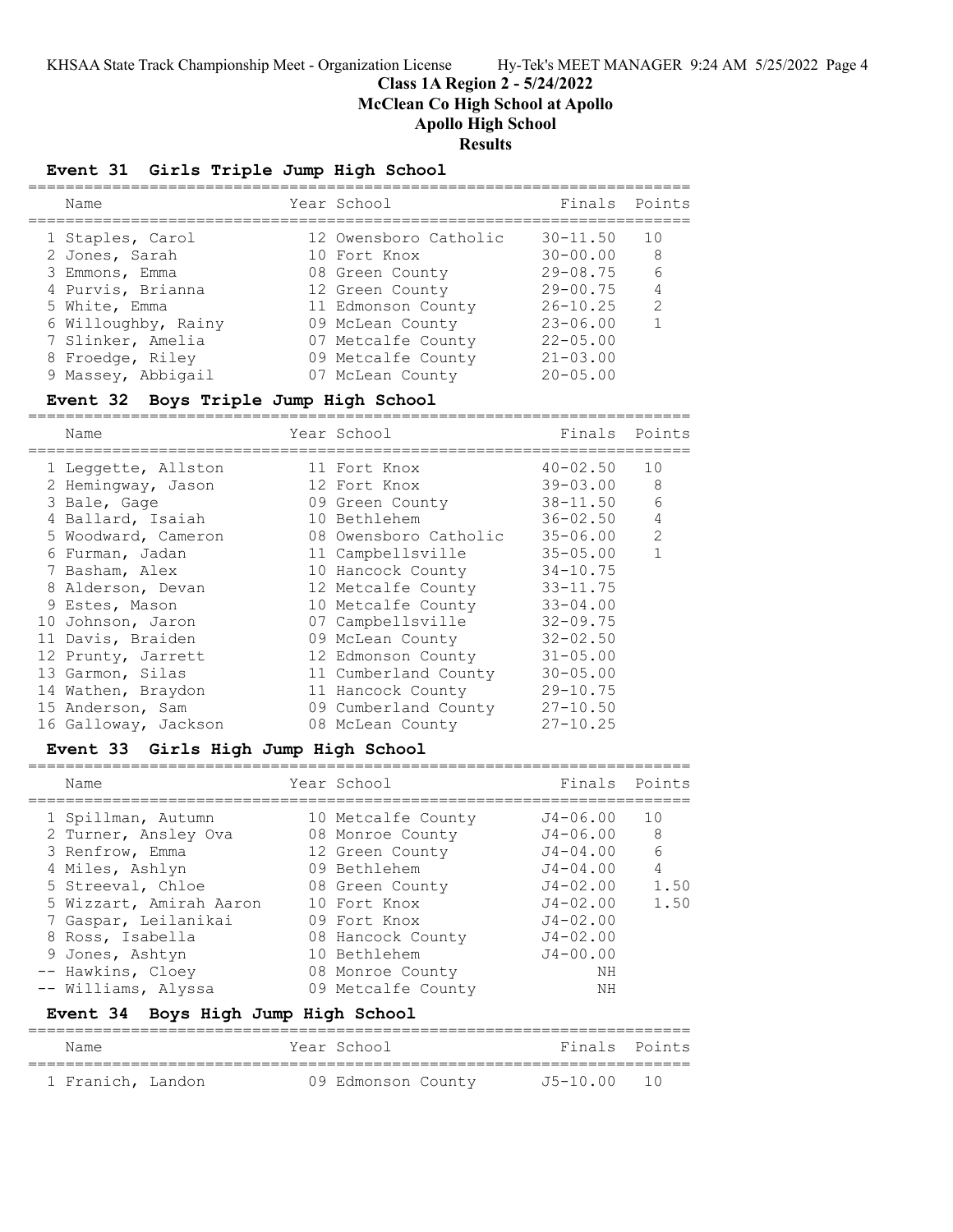# Class 1A Region 2 - 5/24/2022
## McClean Co High School at Apollo
## Apollo High School
## Results

### Event 31 Girls Triple Jump High School

| | Name | Year | School | Finals | Points |
|---|---|---|---|---|---|
| 1 | Staples, Carol | 12 | Owensboro Catholic | 30-11.50 | 10 |
| 2 | Jones, Sarah | 10 | Fort Knox | 30-00.00 | 8 |
| 3 | Emmons, Emma | 08 | Green County | 29-08.75 | 6 |
| 4 | Purvis, Brianna | 12 | Green County | 29-00.75 | 4 |
| 5 | White, Emma | 11 | Edmonson County | 26-10.25 | 2 |
| 6 | Willoughby, Rainy | 09 | McLean County | 23-06.00 | 1 |
| 7 | Slinker, Amelia | 07 | Metcalfe County | 22-05.00 | |
| 8 | Froedge, Riley | 09 | Metcalfe County | 21-03.00 | |
| 9 | Massey, Abbigail | 07 | McLean County | 20-05.00 | |

### Event 32 Boys Triple Jump High School

| | Name | Year | School | Finals | Points |
|---|---|---|---|---|---|
| 1 | Leggette, Allston | 11 | Fort Knox | 40-02.50 | 10 |
| 2 | Hemingway, Jason | 12 | Fort Knox | 39-03.00 | 8 |
| 3 | Bale, Gage | 09 | Green County | 38-11.50 | 6 |
| 4 | Ballard, Isaiah | 10 | Bethlehem | 36-02.50 | 4 |
| 5 | Woodward, Cameron | 08 | Owensboro Catholic | 35-06.00 | 2 |
| 6 | Furman, Jadan | 11 | Campbellsville | 35-05.00 | 1 |
| 7 | Basham, Alex | 10 | Hancock County | 34-10.75 | |
| 8 | Alderson, Devan | 12 | Metcalfe County | 33-11.75 | |
| 9 | Estes, Mason | 10 | Metcalfe County | 33-04.00 | |
| 10 | Johnson, Jaron | 07 | Campbellsville | 32-09.75 | |
| 11 | Davis, Braiden | 09 | McLean County | 32-02.50 | |
| 12 | Prunty, Jarrett | 12 | Edmonson County | 31-05.00 | |
| 13 | Garmon, Silas | 11 | Cumberland County | 30-05.00 | |
| 14 | Wathen, Braydon | 11 | Hancock County | 29-10.75 | |
| 15 | Anderson, Sam | 09 | Cumberland County | 27-10.50 | |
| 16 | Galloway, Jackson | 08 | McLean County | 27-10.25 | |

### Event 33 Girls High Jump High School

| | Name | Year | School | Finals | Points |
|---|---|---|---|---|---|
| 1 | Spillman, Autumn | 10 | Metcalfe County | J4-06.00 | 10 |
| 2 | Turner, Ansley Ova | 08 | Monroe County | J4-06.00 | 8 |
| 3 | Renfrow, Emma | 12 | Green County | J4-04.00 | 6 |
| 4 | Miles, Ashlyn | 09 | Bethlehem | J4-04.00 | 4 |
| 5 | Streeval, Chloe | 08 | Green County | J4-02.00 | 1.50 |
| 5 | Wizzart, Amirah Aaron | 10 | Fort Knox | J4-02.00 | 1.50 |
| 7 | Gaspar, Leilanikai | 09 | Fort Knox | J4-02.00 | |
| 8 | Ross, Isabella | 08 | Hancock County | J4-02.00 | |
| 9 | Jones, Ashtyn | 10 | Bethlehem | J4-00.00 | |
| -- | Hawkins, Cloey | 08 | Monroe County | NH | |
| -- | Williams, Alyssa | 09 | Metcalfe County | NH | |

### Event 34 Boys High Jump High School

| | Name | Year | School | Finals | Points |
|---|---|---|---|---|---|
| 1 | Franich, Landon | 09 | Edmonson County | J5-10.00 | 10 |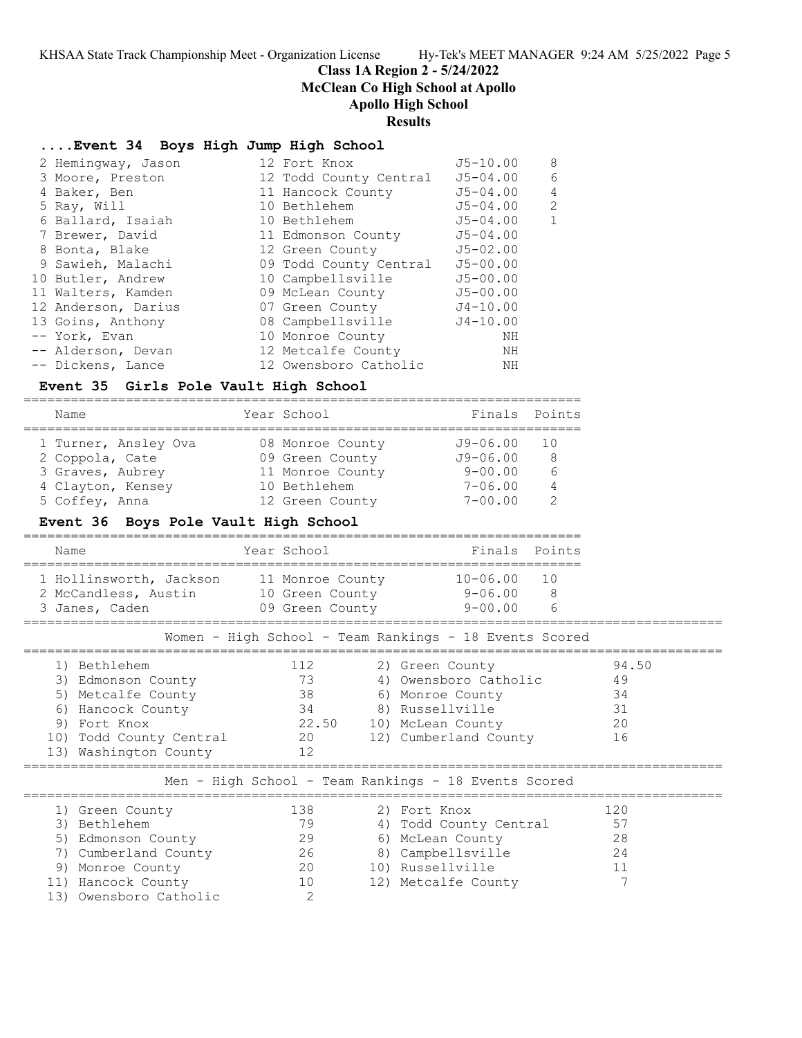# Class 1A Region 2 - 5/24/2022
## McClean Co High School at Apollo
## Apollo High School
## Results

### ....Event 34 Boys High Jump High School

| Name | Year | School | Finals | Points |
|---|---|---|---|---|
| 2 Hemingway, Jason | 12 | Fort Knox | J5-10.00 | 8 |
| 3 Moore, Preston | 12 | Todd County Central | J5-04.00 | 6 |
| 4 Baker, Ben | 11 | Hancock County | J5-04.00 | 4 |
| 5 Ray, Will | 10 | Bethlehem | J5-04.00 | 2 |
| 6 Ballard, Isaiah | 10 | Bethlehem | J5-04.00 | 1 |
| 7 Brewer, David | 11 | Edmonson County | J5-04.00 | |
| 8 Bonta, Blake | 12 | Green County | J5-02.00 | |
| 9 Sawieh, Malachi | 09 | Todd County Central | J5-00.00 | |
| 10 Butler, Andrew | 10 | Campbellsville | J5-00.00 | |
| 11 Walters, Kamden | 09 | McLean County | J5-00.00 | |
| 12 Anderson, Darius | 07 | Green County | J4-10.00 | |
| 13 Goins, Anthony | 08 | Campbellsville | J4-10.00 | |
| -- York, Evan | 10 | Monroe County | NH | |
| -- Alderson, Devan | 12 | Metcalfe County | NH | |
| -- Dickens, Lance | 12 | Owensboro Catholic | NH | |

### Event 35 Girls Pole Vault High School

| Name | Year | School | Finals | Points |
|---|---|---|---|---|
| 1 Turner, Ansley Ova | 08 | Monroe County | J9-06.00 | 10 |
| 2 Coppola, Cate | 09 | Green County | J9-06.00 | 8 |
| 3 Graves, Aubrey | 11 | Monroe County | 9-00.00 | 6 |
| 4 Clayton, Kensey | 10 | Bethlehem | 7-06.00 | 4 |
| 5 Coffey, Anna | 12 | Green County | 7-00.00 | 2 |

### Event 36 Boys Pole Vault High School

| Name | Year | School | Finals | Points |
|---|---|---|---|---|
| 1 Hollinsworth, Jackson | 11 | Monroe County | 10-06.00 | 10 |
| 2 McCandless, Austin | 10 | Green County | 9-06.00 | 8 |
| 3 Janes, Caden | 09 | Green County | 9-00.00 | 6 |

### Women - High School - Team Rankings - 18 Events Scored

| | | | | | |
|---|---|---|---|---|---|
| 1) | Bethlehem | 112 | 2) | Green County | 94.50 |
| 3) | Edmonson County | 73 | 4) | Owensboro Catholic | 49 |
| 5) | Metcalfe County | 38 | 6) | Monroe County | 34 |
| 6) | Hancock County | 34 | 8) | Russellville | 31 |
| 9) | Fort Knox | 22.50 | 10) | McLean County | 20 |
| 10) | Todd County Central | 20 | 12) | Cumberland County | 16 |
| 13) | Washington County | 12 | | | |

### Men - High School - Team Rankings - 18 Events Scored

| | | | | | |
|---|---|---|---|---|---|
| 1) | Green County | 138 | 2) | Fort Knox | 120 |
| 3) | Bethlehem | 79 | 4) | Todd County Central | 57 |
| 5) | Edmonson County | 29 | 6) | McLean County | 28 |
| 7) | Cumberland County | 26 | 8) | Campbellsville | 24 |
| 9) | Monroe County | 20 | 10) | Russellville | 11 |
| 11) | Hancock County | 10 | 12) | Metcalfe County | 7 |
| 13) | Owensboro Catholic | 2 | | | |